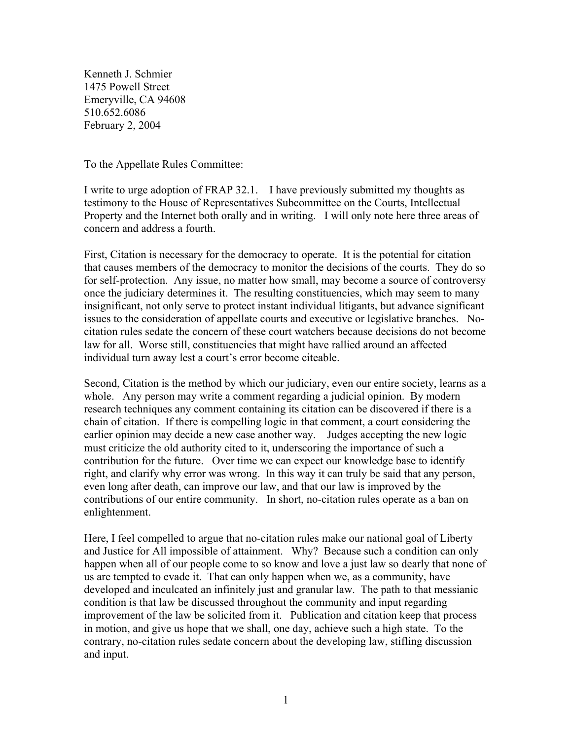Kenneth J. Schmier
1475 Powell Street
Emeryville, CA 94608
510.652.6086
February 2, 2004

To the Appellate Rules Committee:

I write to urge adoption of FRAP 32.1. I have previously submitted my thoughts as testimony to the House of Representatives Subcommittee on the Courts, Intellectual Property and the Internet both orally and in writing. I will only note here three areas of concern and address a fourth.

First, Citation is necessary for the democracy to operate. It is the potential for citation that causes members of the democracy to monitor the decisions of the courts. They do so for self-protection. Any issue, no matter how small, may become a source of controversy once the judiciary determines it. The resulting constituencies, which may seem to many insignificant, not only serve to protect instant individual litigants, but advance significant issues to the consideration of appellate courts and executive or legislative branches. No-citation rules sedate the concern of these court watchers because decisions do not become law for all. Worse still, constituencies that might have rallied around an affected individual turn away lest a court's error become citeable.

Second, Citation is the method by which our judiciary, even our entire society, learns as a whole. Any person may write a comment regarding a judicial opinion. By modern research techniques any comment containing its citation can be discovered if there is a chain of citation. If there is compelling logic in that comment, a court considering the earlier opinion may decide a new case another way. Judges accepting the new logic must criticize the old authority cited to it, underscoring the importance of such a contribution for the future. Over time we can expect our knowledge base to identify right, and clarify why error was wrong. In this way it can truly be said that any person, even long after death, can improve our law, and that our law is improved by the contributions of our entire community. In short, no-citation rules operate as a ban on enlightenment.

Here, I feel compelled to argue that no-citation rules make our national goal of Liberty and Justice for All impossible of attainment. Why? Because such a condition can only happen when all of our people come to so know and love a just law so dearly that none of us are tempted to evade it. That can only happen when we, as a community, have developed and inculcated an infinitely just and granular law. The path to that messianic condition is that law be discussed throughout the community and input regarding improvement of the law be solicited from it. Publication and citation keep that process in motion, and give us hope that we shall, one day, achieve such a high state. To the contrary, no-citation rules sedate concern about the developing law, stifling discussion and input.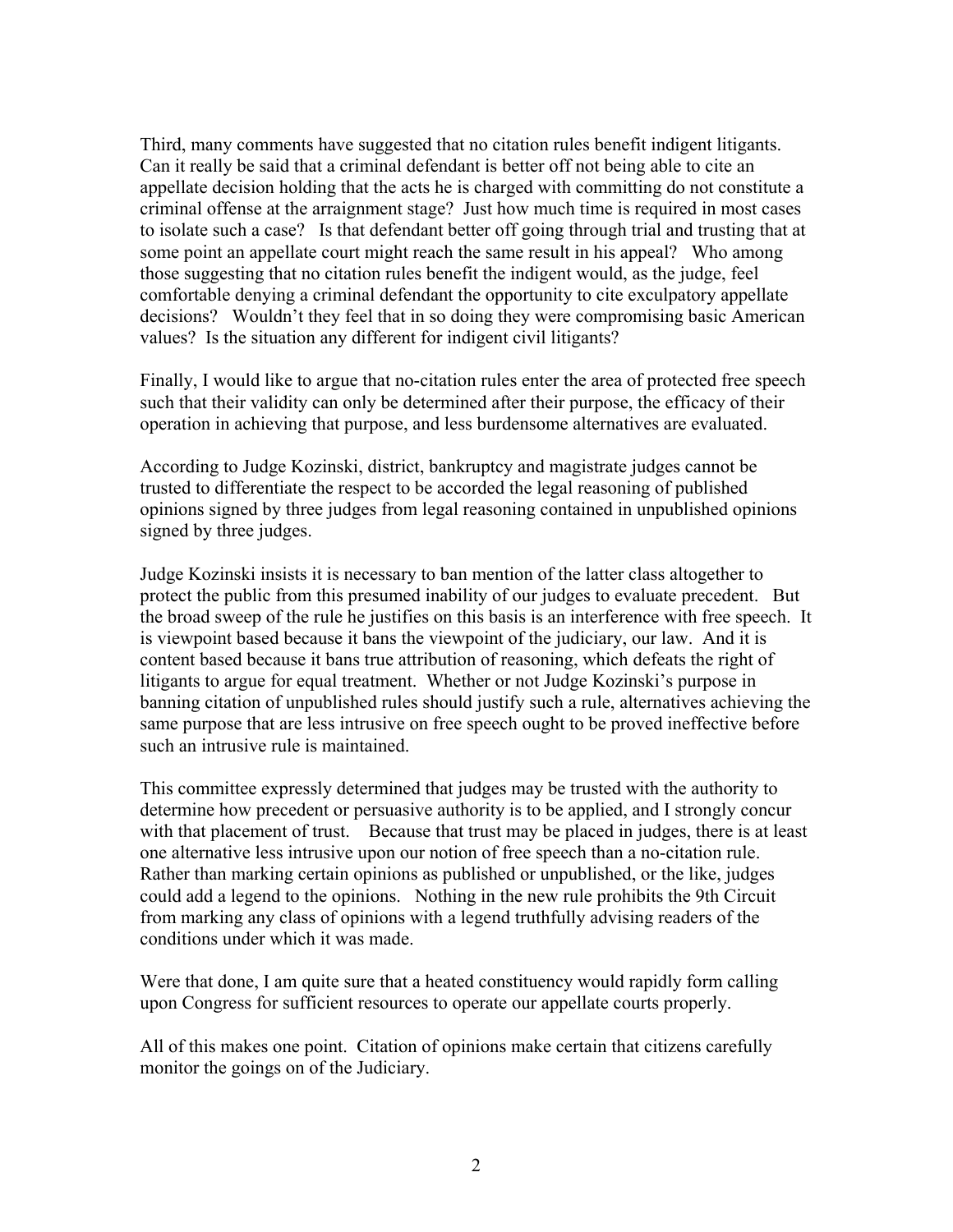Third, many comments have suggested that no citation rules benefit indigent litigants. Can it really be said that a criminal defendant is better off not being able to cite an appellate decision holding that the acts he is charged with committing do not constitute a criminal offense at the arraignment stage? Just how much time is required in most cases to isolate such a case? Is that defendant better off going through trial and trusting that at some point an appellate court might reach the same result in his appeal? Who among those suggesting that no citation rules benefit the indigent would, as the judge, feel comfortable denying a criminal defendant the opportunity to cite exculpatory appellate decisions? Wouldn't they feel that in so doing they were compromising basic American values? Is the situation any different for indigent civil litigants?

Finally, I would like to argue that no-citation rules enter the area of protected free speech such that their validity can only be determined after their purpose, the efficacy of their operation in achieving that purpose, and less burdensome alternatives are evaluated.

According to Judge Kozinski, district, bankruptcy and magistrate judges cannot be trusted to differentiate the respect to be accorded the legal reasoning of published opinions signed by three judges from legal reasoning contained in unpublished opinions signed by three judges.

Judge Kozinski insists it is necessary to ban mention of the latter class altogether to protect the public from this presumed inability of our judges to evaluate precedent. But the broad sweep of the rule he justifies on this basis is an interference with free speech. It is viewpoint based because it bans the viewpoint of the judiciary, our law. And it is content based because it bans true attribution of reasoning, which defeats the right of litigants to argue for equal treatment. Whether or not Judge Kozinski's purpose in banning citation of unpublished rules should justify such a rule, alternatives achieving the same purpose that are less intrusive on free speech ought to be proved ineffective before such an intrusive rule is maintained.

This committee expressly determined that judges may be trusted with the authority to determine how precedent or persuasive authority is to be applied, and I strongly concur with that placement of trust. Because that trust may be placed in judges, there is at least one alternative less intrusive upon our notion of free speech than a no-citation rule. Rather than marking certain opinions as published or unpublished, or the like, judges could add a legend to the opinions. Nothing in the new rule prohibits the 9th Circuit from marking any class of opinions with a legend truthfully advising readers of the conditions under which it was made.

Were that done, I am quite sure that a heated constituency would rapidly form calling upon Congress for sufficient resources to operate our appellate courts properly.

All of this makes one point. Citation of opinions make certain that citizens carefully monitor the goings on of the Judiciary.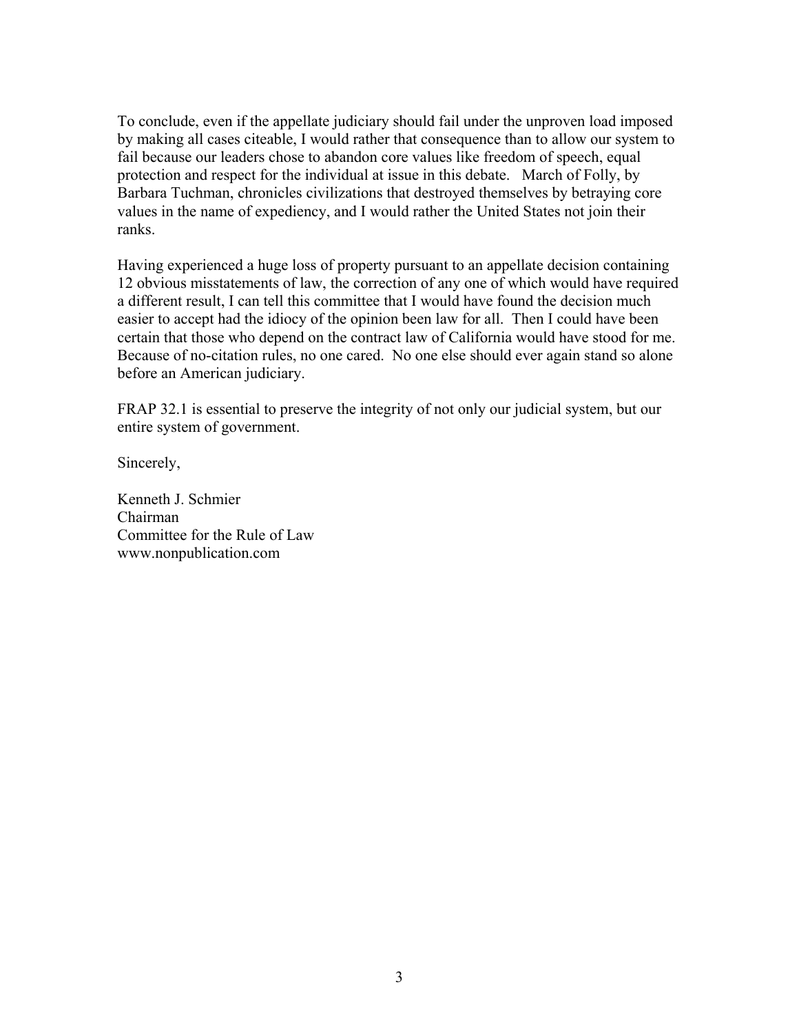To conclude, even if the appellate judiciary should fail under the unproven load imposed by making all cases citeable, I would rather that consequence than to allow our system to fail because our leaders chose to abandon core values like freedom of speech, equal protection and respect for the individual at issue in this debate. March of Folly, by Barbara Tuchman, chronicles civilizations that destroyed themselves by betraying core values in the name of expediency, and I would rather the United States not join their ranks.

Having experienced a huge loss of property pursuant to an appellate decision containing 12 obvious misstatements of law, the correction of any one of which would have required a different result, I can tell this committee that I would have found the decision much easier to accept had the idiocy of the opinion been law for all. Then I could have been certain that those who depend on the contract law of California would have stood for me. Because of no-citation rules, no one cared. No one else should ever again stand so alone before an American judiciary.

FRAP 32.1 is essential to preserve the integrity of not only our judicial system, but our entire system of government.

Sincerely,

Kenneth J. Schmier
Chairman
Committee for the Rule of Law
www.nonpublication.com